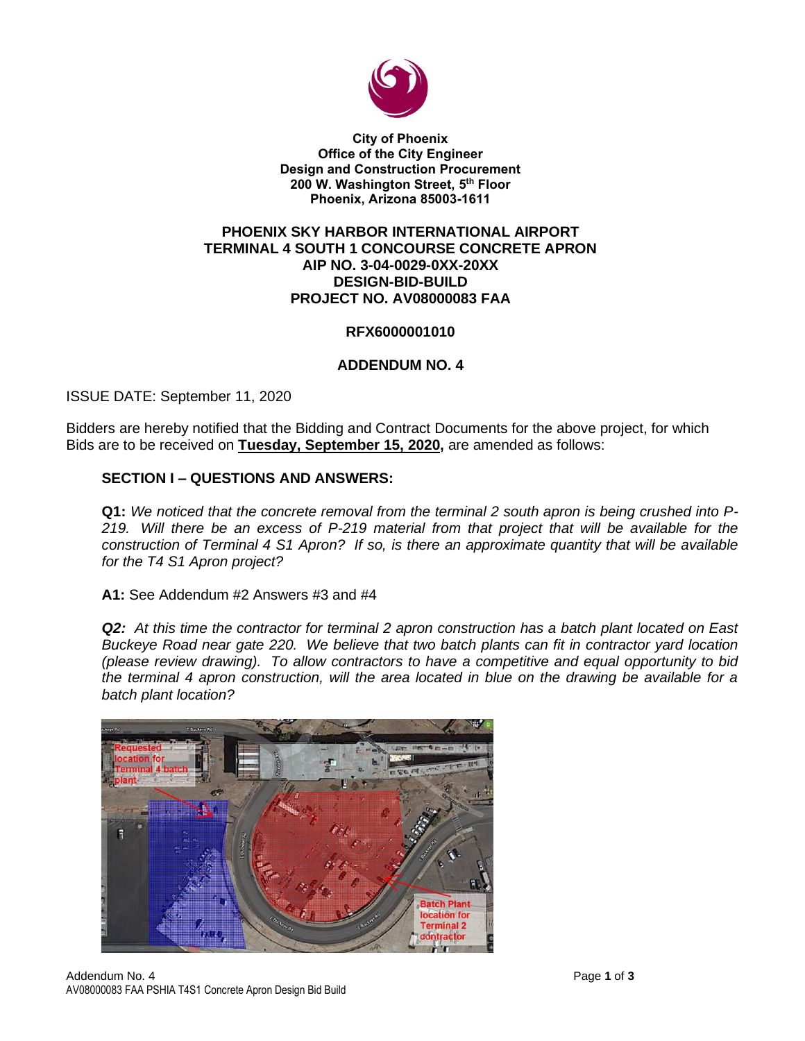**City of Phoenix**
**Office of the City Engineer**
**Design and Construction Procurement**
**200 W. Washington Street, 5th Floor**
**Phoenix, Arizona 85003-1611**

# PHOENIX SKY HARBOR INTERNATIONAL AIRPORT TERMINAL 4 SOUTH 1 CONCOURSE CONCRETE APRON AIP NO. 3-04-0029-0XX-20XX DESIGN-BID-BUILD PROJECT NO. AV08000083 FAA

## RFX6000001010

## ADDENDUM NO. 4

ISSUE DATE: September 11, 2020

Bidders are hereby notified that the Bidding and Contract Documents for the above project, for which Bids are to be received on **Tuesday, September 15, 2020,** are amended as follows:

### SECTION I – QUESTIONS AND ANSWERS:

**Q1:** *We noticed that the concrete removal from the terminal 2 south apron is being crushed into P-219. Will there be an excess of P-219 material from that project that will be available for the construction of Terminal 4 S1 Apron? If so, is there an approximate quantity that will be available for the T4 S1 Apron project?*

**A1:** See Addendum #2 Answers #3 and #4

***Q2:*** *At this time the contractor for terminal 2 apron construction has a batch plant located on East Buckeye Road near gate 220. We believe that two batch plants can fit in contractor yard location (please review drawing). To allow contractors to have a competitive and equal opportunity to bid the terminal 4 apron construction, will the area located in blue on the drawing be available for a batch plant location?*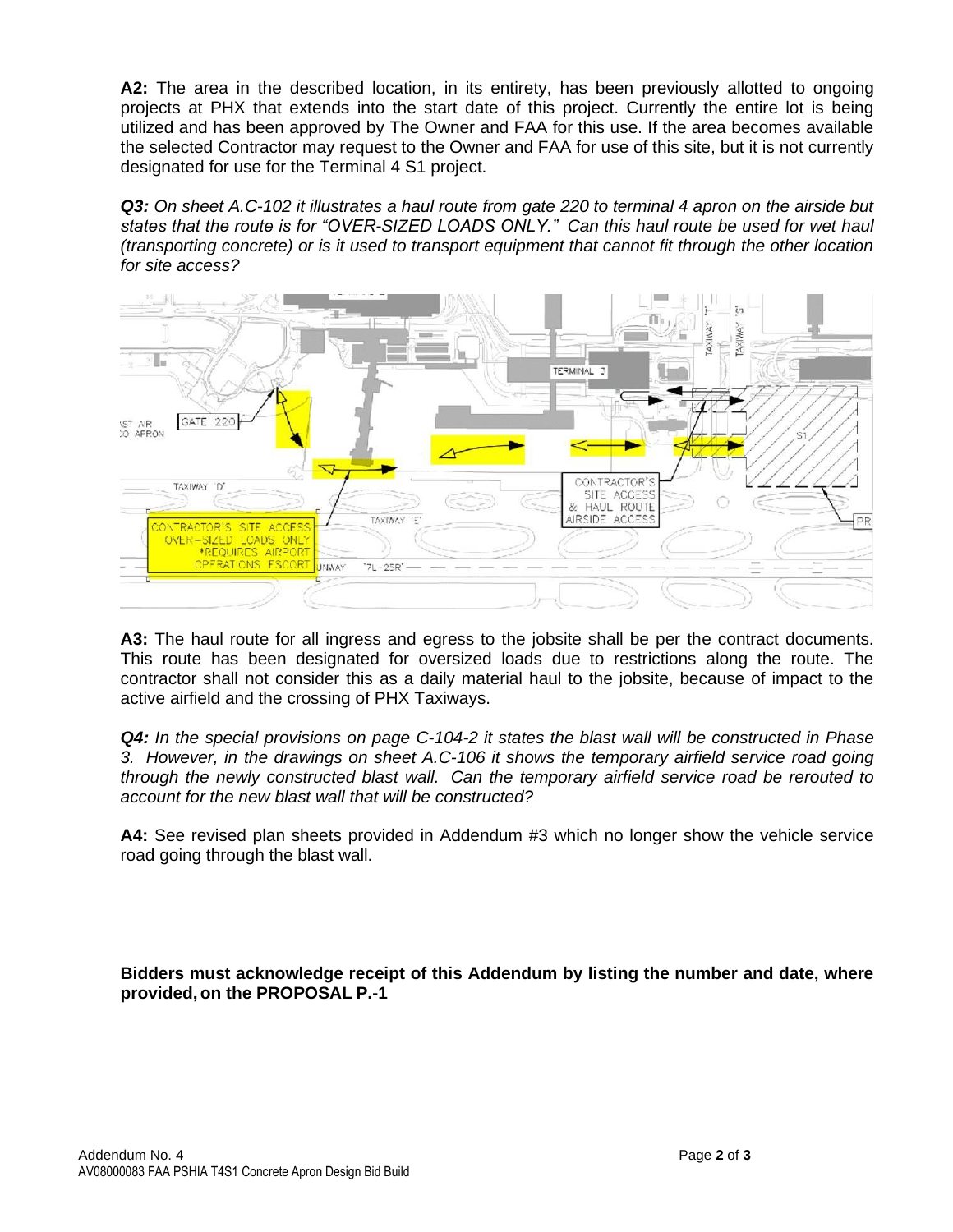**A2:** The area in the described location, in its entirety, has been previously allotted to ongoing projects at PHX that extends into the start date of this project. Currently the entire lot is being utilized and has been approved by The Owner and FAA for this use. If the area becomes available the selected Contractor may request to the Owner and FAA for use of this site, but it is not currently designated for use for the Terminal 4 S1 project.

***Q3:*** *On sheet A.C-102 it illustrates a haul route from gate 220 to terminal 4 apron on the airside but states that the route is for "OVER-SIZED LOADS ONLY." Can this haul route be used for wet haul (transporting concrete) or is it used to transport equipment that cannot fit through the other location for site access?*

**A3:** The haul route for all ingress and egress to the jobsite shall be per the contract documents. This route has been designated for oversized loads due to restrictions along the route. The contractor shall not consider this as a daily material haul to the jobsite, because of impact to the active airfield and the crossing of PHX Taxiways.

***Q4:*** *In the special provisions on page C-104-2 it states the blast wall will be constructed in Phase 3. However, in the drawings on sheet A.C-106 it shows the temporary airfield service road going through the newly constructed blast wall. Can the temporary airfield service road be rerouted to account for the new blast wall that will be constructed?*

**A4:** See revised plan sheets provided in Addendum #3 which no longer show the vehicle service road going through the blast wall.

**Bidders must acknowledge receipt of this Addendum by listing the number and date, where provided, on the PROPOSAL P.-1**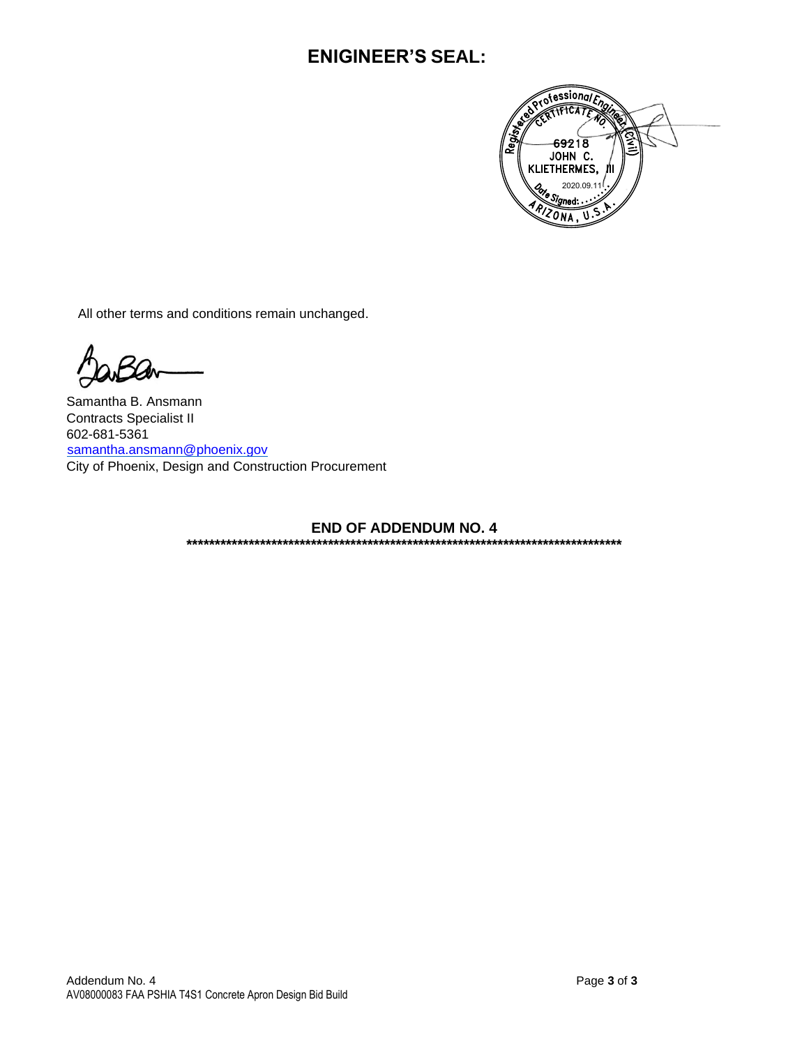## ENIGINEER'S SEAL:

Registered Professional Engineer (Civil)
CERTIFICATE NO.
69218
JOHN C.
KLIETHERMES, III
2020.09.11
Date Signed:
ARIZONA, U.S.A.

All other terms and conditions remain unchanged.

Samantha B. Ansmann
Contracts Specialist II
602-681-5361
samantha.ansmann@phoenix.gov
City of Phoenix, Design and Construction Procurement

**END OF ADDENDUM NO. 4**

**********************************************************************************